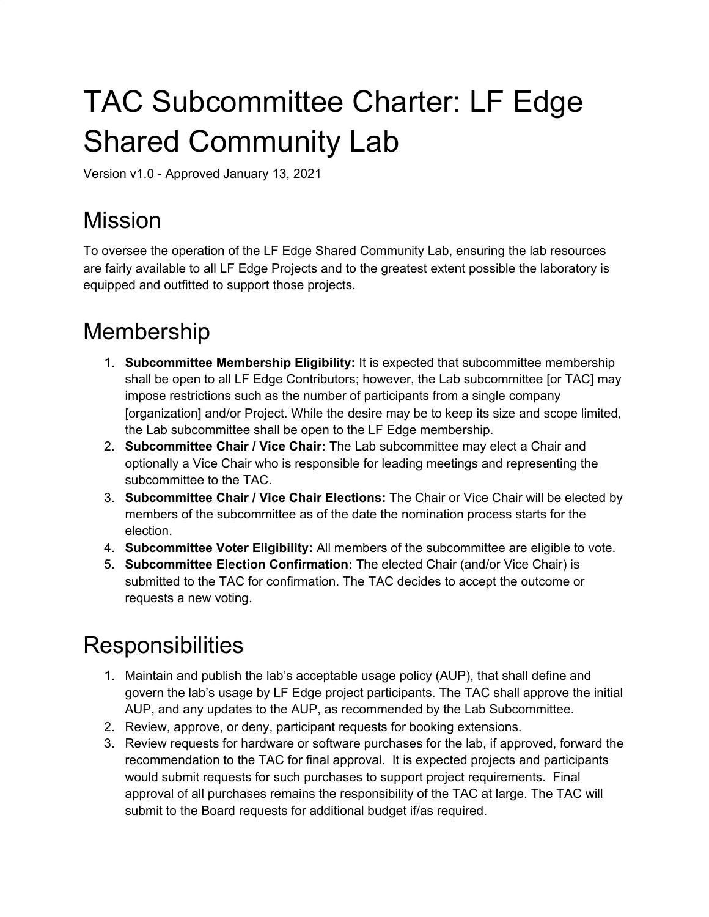# TAC Subcommittee Charter: LF Edge Shared Community Lab

Version v1.0 - Approved January 13, 2021

## Mission

To oversee the operation of the LF Edge Shared Community Lab, ensuring the lab resources are fairly available to all LF Edge Projects and to the greatest extent possible the laboratory is equipped and outfitted to support those projects.

## Membership

1. **Subcommittee Membership Eligibility:** It is expected that subcommittee membership shall be open to all LF Edge Contributors; however, the Lab subcommittee [or TAC] may impose restrictions such as the number of participants from a single company [organization] and/or Project. While the desire may be to keep its size and scope limited, the Lab subcommittee shall be open to the LF Edge membership.
2. **Subcommittee Chair / Vice Chair:** The Lab subcommittee may elect a Chair and optionally a Vice Chair who is responsible for leading meetings and representing the subcommittee to the TAC.
3. **Subcommittee Chair / Vice Chair Elections:** The Chair or Vice Chair will be elected by members of the subcommittee as of the date the nomination process starts for the election.
4. **Subcommittee Voter Eligibility:** All members of the subcommittee are eligible to vote.
5. **Subcommittee Election Confirmation:** The elected Chair (and/or Vice Chair) is submitted to the TAC for confirmation. The TAC decides to accept the outcome or requests a new voting.

## Responsibilities

1. Maintain and publish the lab's acceptable usage policy (AUP), that shall define and govern the lab's usage by LF Edge project participants. The TAC shall approve the initial AUP, and any updates to the AUP, as recommended by the Lab Subcommittee.
2. Review, approve, or deny, participant requests for booking extensions.
3. Review requests for hardware or software purchases for the lab, if approved, forward the recommendation to the TAC for final approval. It is expected projects and participants would submit requests for such purchases to support project requirements. Final approval of all purchases remains the responsibility of the TAC at large. The TAC will submit to the Board requests for additional budget if/as required.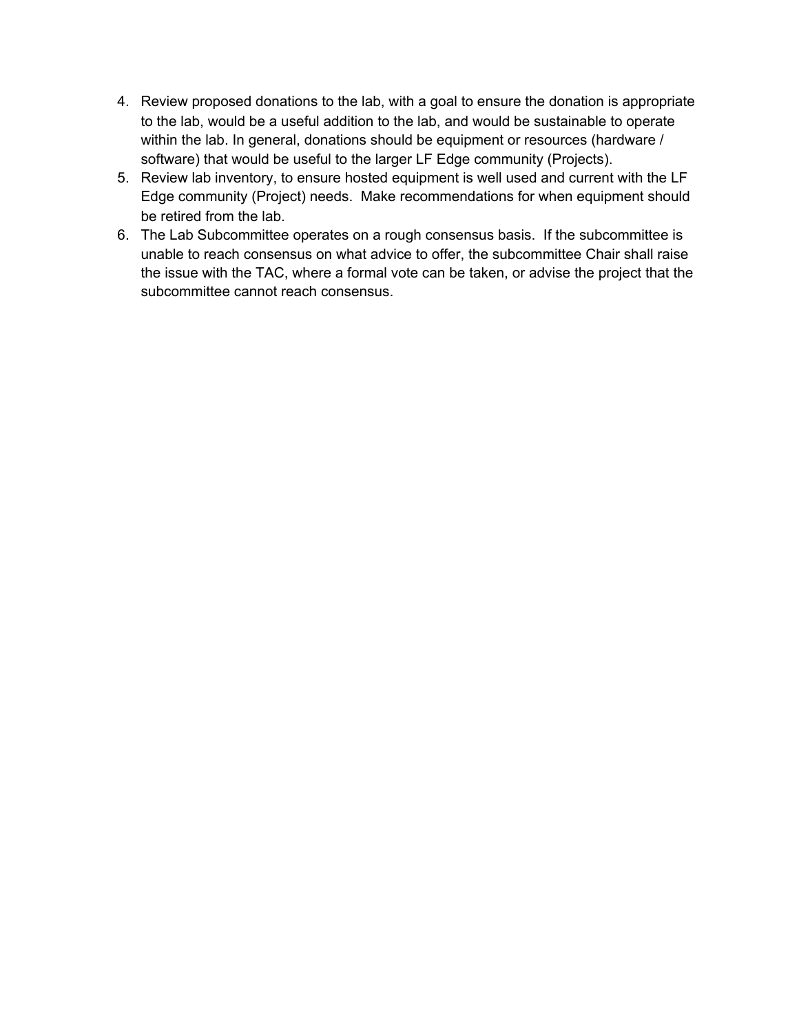4. Review proposed donations to the lab, with a goal to ensure the donation is appropriate to the lab, would be a useful addition to the lab, and would be sustainable to operate within the lab. In general, donations should be equipment or resources (hardware / software) that would be useful to the larger LF Edge community (Projects).
5. Review lab inventory, to ensure hosted equipment is well used and current with the LF Edge community (Project) needs. Make recommendations for when equipment should be retired from the lab.
6. The Lab Subcommittee operates on a rough consensus basis. If the subcommittee is unable to reach consensus on what advice to offer, the subcommittee Chair shall raise the issue with the TAC, where a formal vote can be taken, or advise the project that the subcommittee cannot reach consensus.